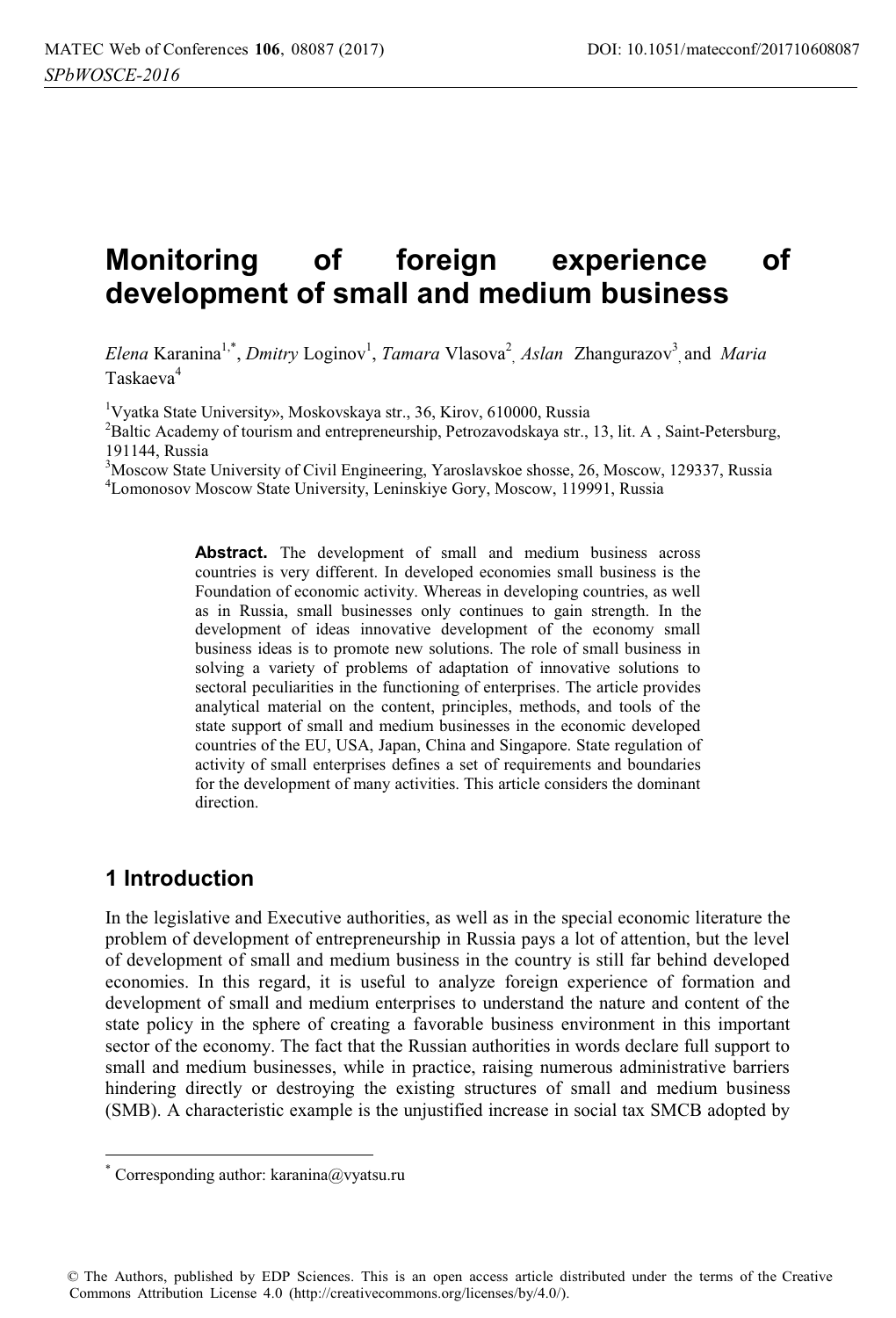# Monitoring of foreign experience of development of small and medium business

*Elena* Karanina[1,*], *Dmitry* Loginov[1], *Tamara* Vlasova[2], *Aslan* Zhangurazov[3], and *Maria* Taskaeva[4]

[1]Vyatka State University», Moskovskaya str., 36, Kirov, 610000, Russia
[2]Baltic Academy of tourism and entrepreneurship, Petrozavodskaya str., 13, lit. A , Saint-Petersburg, 191144, Russia
[3]Moscow State University of Civil Engineering, Yaroslavskoe shosse, 26, Moscow, 129337, Russia
[4]Lomonosov Moscow State University, Leninskiye Gory, Moscow, 119991, Russia

**Abstract.** The development of small and medium business across countries is very different. In developed economies small business is the Foundation of economic activity. Whereas in developing countries, as well as in Russia, small businesses only continues to gain strength. In the development of ideas innovative development of the economy small business ideas is to promote new solutions. The role of small business in solving a variety of problems of adaptation of innovative solutions to sectoral peculiarities in the functioning of enterprises. The article provides analytical material on the content, principles, methods, and tools of the state support of small and medium businesses in the economic developed countries of the EU, USA, Japan, China and Singapore. State regulation of activity of small enterprises defines a set of requirements and boundaries for the development of many activities. This article considers the dominant direction.

## 1 Introduction

In the legislative and Executive authorities, as well as in the special economic literature the problem of development of entrepreneurship in Russia pays a lot of attention, but the level of development of small and medium business in the country is still far behind developed economies. In this regard, it is useful to analyze foreign experience of formation and development of small and medium enterprises to understand the nature and content of the state policy in the sphere of creating a favorable business environment in this important sector of the economy. The fact that the Russian authorities in words declare full support to small and medium businesses, while in practice, raising numerous administrative barriers hindering directly or destroying the existing structures of small and medium business (SMB). A characteristic example is the unjustified increase in social tax SMCB adopted by

[*] Corresponding author: karanina@vyatsu.ru

© The Authors, published by EDP Sciences. This is an open access article distributed under the terms of the Creative Commons Attribution License 4.0 (http://creativecommons.org/licenses/by/4.0/).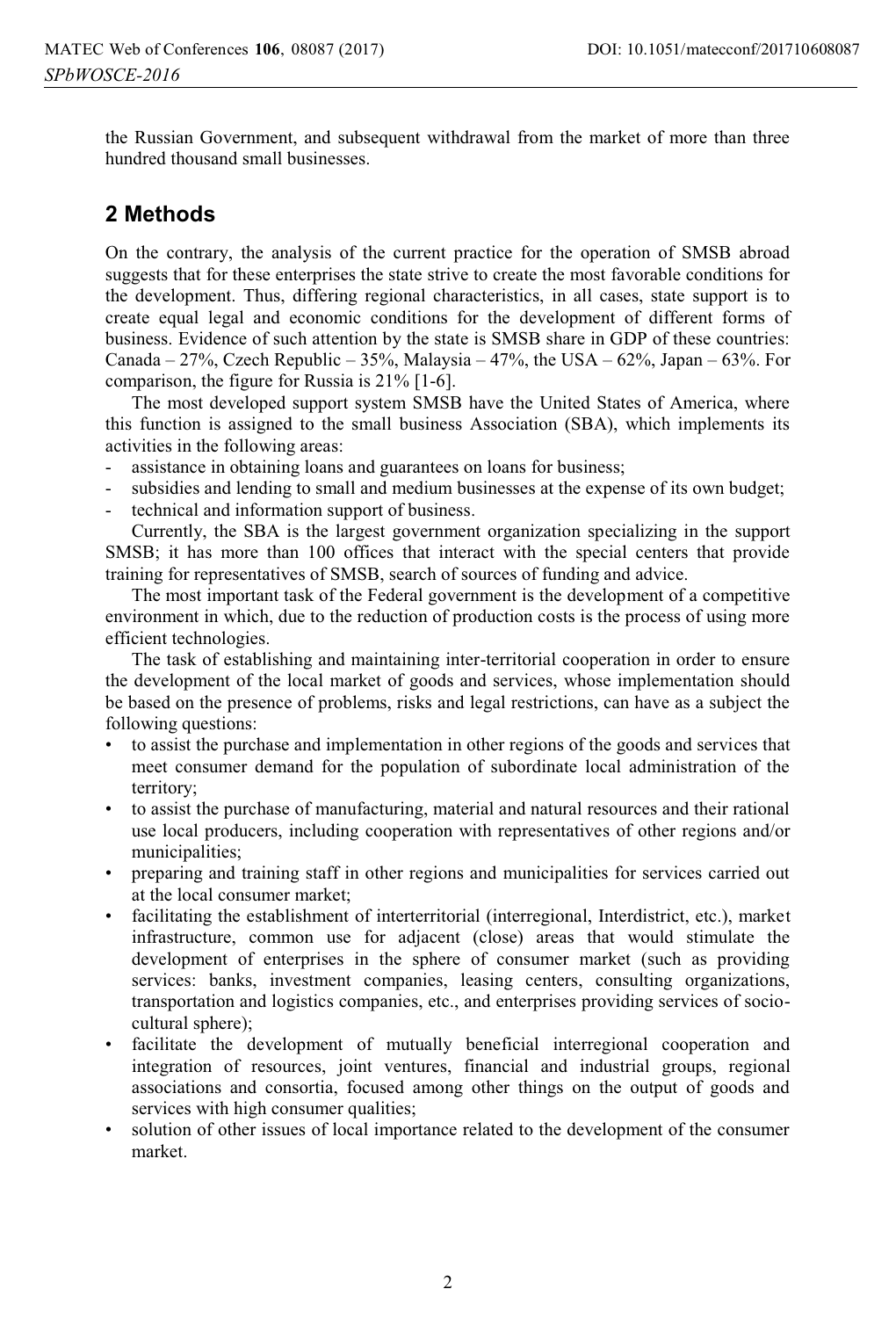the Russian Government, and subsequent withdrawal from the market of more than three hundred thousand small businesses.

## 2 Methods

On the contrary, the analysis of the current practice for the operation of SMSB abroad suggests that for these enterprises the state strive to create the most favorable conditions for the development. Thus, differing regional characteristics, in all cases, state support is to create equal legal and economic conditions for the development of different forms of business. Evidence of such attention by the state is SMSB share in GDP of these countries: Canada – 27%, Czech Republic – 35%, Malaysia – 47%, the USA – 62%, Japan – 63%. For comparison, the figure for Russia is 21% [1-6].

The most developed support system SMSB have the United States of America, where this function is assigned to the small business Association (SBA), which implements its activities in the following areas:

- assistance in obtaining loans and guarantees on loans for business;
- subsidies and lending to small and medium businesses at the expense of its own budget;
- technical and information support of business.

Currently, the SBA is the largest government organization specializing in the support SMSB; it has more than 100 offices that interact with the special centers that provide training for representatives of SMSB, search of sources of funding and advice.

The most important task of the Federal government is the development of a competitive environment in which, due to the reduction of production costs is the process of using more efficient technologies.

The task of establishing and maintaining inter-territorial cooperation in order to ensure the development of the local market of goods and services, whose implementation should be based on the presence of problems, risks and legal restrictions, can have as a subject the following questions:

- to assist the purchase and implementation in other regions of the goods and services that meet consumer demand for the population of subordinate local administration of the territory;
- to assist the purchase of manufacturing, material and natural resources and their rational use local producers, including cooperation with representatives of other regions and/or municipalities;
- preparing and training staff in other regions and municipalities for services carried out at the local consumer market;
- facilitating the establishment of interterritorial (interregional, Interdistrict, etc.), market infrastructure, common use for adjacent (close) areas that would stimulate the development of enterprises in the sphere of consumer market (such as providing services: banks, investment companies, leasing centers, consulting organizations, transportation and logistics companies, etc., and enterprises providing services of socio-cultural sphere);
- facilitate the development of mutually beneficial interregional cooperation and integration of resources, joint ventures, financial and industrial groups, regional associations and consortia, focused among other things on the output of goods and services with high consumer qualities;
- solution of other issues of local importance related to the development of the consumer market.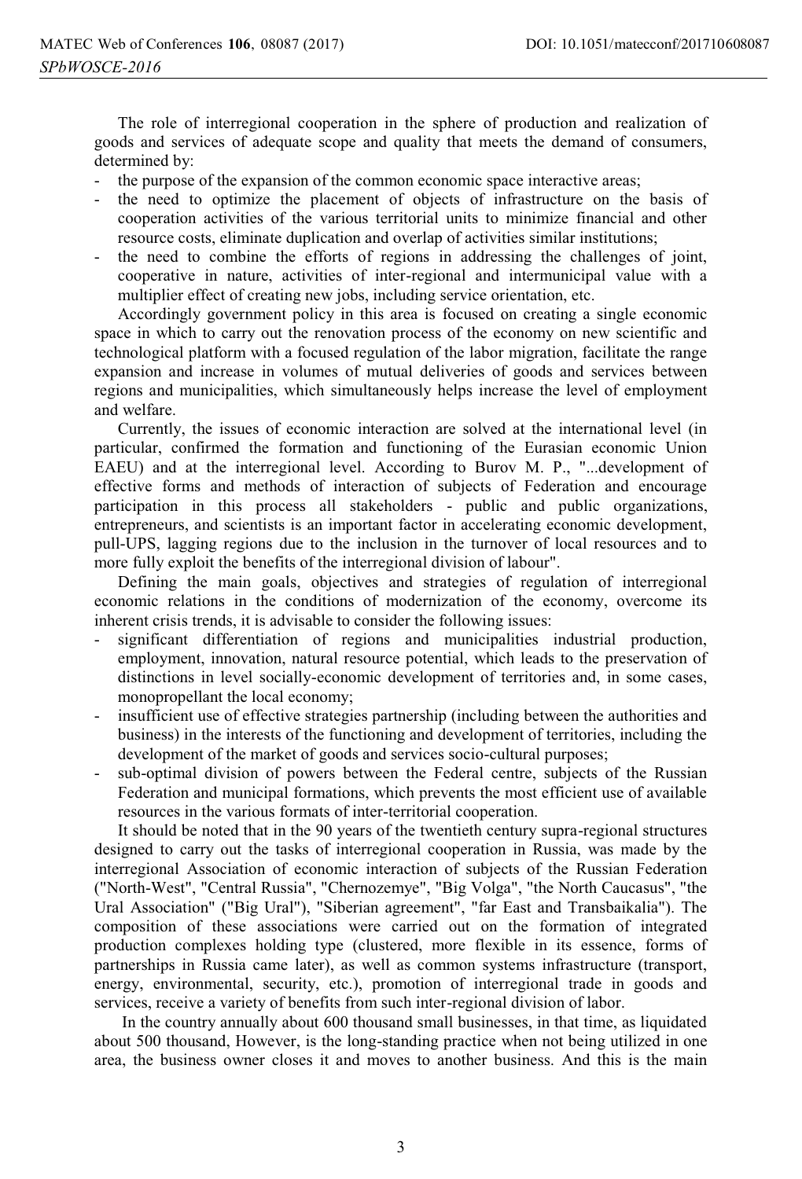The role of interregional cooperation in the sphere of production and realization of goods and services of adequate scope and quality that meets the demand of consumers, determined by:

- the purpose of the expansion of the common economic space interactive areas;
- the need to optimize the placement of objects of infrastructure on the basis of cooperation activities of the various territorial units to minimize financial and other resource costs, eliminate duplication and overlap of activities similar institutions;
- the need to combine the efforts of regions in addressing the challenges of joint, cooperative in nature, activities of inter-regional and intermunicipal value with a multiplier effect of creating new jobs, including service orientation, etc.

Accordingly government policy in this area is focused on creating a single economic space in which to carry out the renovation process of the economy on new scientific and technological platform with a focused regulation of the labor migration, facilitate the range expansion and increase in volumes of mutual deliveries of goods and services between regions and municipalities, which simultaneously helps increase the level of employment and welfare.

Currently, the issues of economic interaction are solved at the international level (in particular, confirmed the formation and functioning of the Eurasian economic Union EAEU) and at the interregional level. According to Burov M. P., "...development of effective forms and methods of interaction of subjects of Federation and encourage participation in this process all stakeholders - public and public organizations, entrepreneurs, and scientists is an important factor in accelerating economic development, pull-UPS, lagging regions due to the inclusion in the turnover of local resources and to more fully exploit the benefits of the interregional division of labour".

Defining the main goals, objectives and strategies of regulation of interregional economic relations in the conditions of modernization of the economy, overcome its inherent crisis trends, it is advisable to consider the following issues:

- significant differentiation of regions and municipalities industrial production, employment, innovation, natural resource potential, which leads to the preservation of distinctions in level socially-economic development of territories and, in some cases, monopropellant the local economy;
- insufficient use of effective strategies partnership (including between the authorities and business) in the interests of the functioning and development of territories, including the development of the market of goods and services socio-cultural purposes;
- sub-optimal division of powers between the Federal centre, subjects of the Russian Federation and municipal formations, which prevents the most efficient use of available resources in the various formats of inter-territorial cooperation.

It should be noted that in the 90 years of the twentieth century supra-regional structures designed to carry out the tasks of interregional cooperation in Russia, was made by the interregional Association of economic interaction of subjects of the Russian Federation ("North-West", "Central Russia", "Chernozemye", "Big Volga", "the North Caucasus", "the Ural Association" ("Big Ural"), "Siberian agreement", "far East and Transbaikalia"). The composition of these associations were carried out on the formation of integrated production complexes holding type (clustered, more flexible in its essence, forms of partnerships in Russia came later), as well as common systems infrastructure (transport, energy, environmental, security, etc.), promotion of interregional trade in goods and services, receive a variety of benefits from such inter-regional division of labor.

In the country annually about 600 thousand small businesses, in that time, as liquidated about 500 thousand, However, is the long-standing practice when not being utilized in one area, the business owner closes it and moves to another business. And this is the main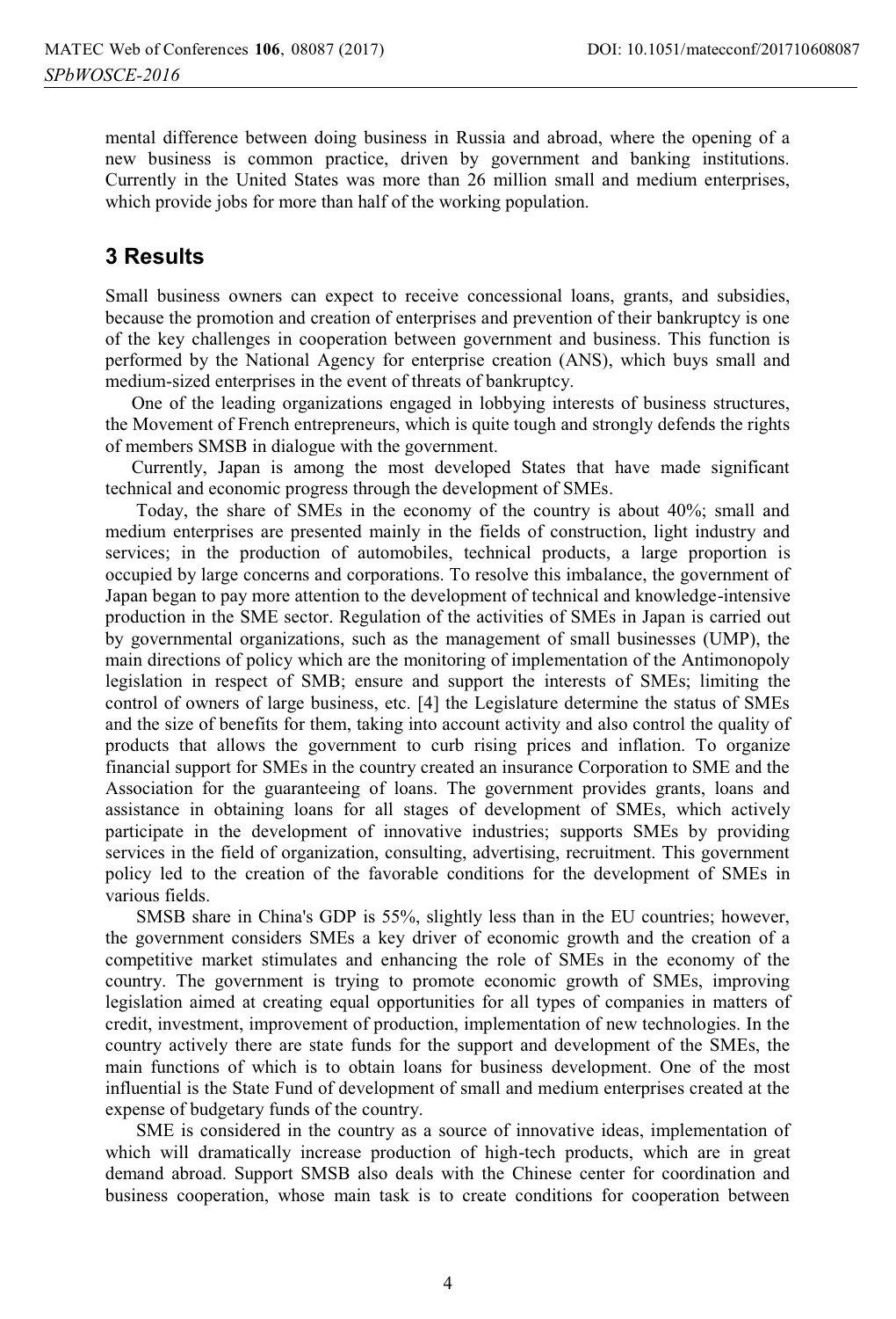mental difference between doing business in Russia and abroad, where the opening of a new business is common practice, driven by government and banking institutions. Currently in the United States was more than 26 million small and medium enterprises, which provide jobs for more than half of the working population.

## 3 Results

Small business owners can expect to receive concessional loans, grants, and subsidies, because the promotion and creation of enterprises and prevention of their bankruptcy is one of the key challenges in cooperation between government and business. This function is performed by the National Agency for enterprise creation (ANS), which buys small and medium-sized enterprises in the event of threats of bankruptcy.

One of the leading organizations engaged in lobbying interests of business structures, the Movement of French entrepreneurs, which is quite tough and strongly defends the rights of members SMSB in dialogue with the government.

Currently, Japan is among the most developed States that have made significant technical and economic progress through the development of SMEs.

Today, the share of SMEs in the economy of the country is about 40%; small and medium enterprises are presented mainly in the fields of construction, light industry and services; in the production of automobiles, technical products, a large proportion is occupied by large concerns and corporations. To resolve this imbalance, the government of Japan began to pay more attention to the development of technical and knowledge-intensive production in the SME sector. Regulation of the activities of SMEs in Japan is carried out by governmental organizations, such as the management of small businesses (UMP), the main directions of policy which are the monitoring of implementation of the Antimonopoly legislation in respect of SMB; ensure and support the interests of SMEs; limiting the control of owners of large business, etc. [4] the Legislature determine the status of SMEs and the size of benefits for them, taking into account activity and also control the quality of products that allows the government to curb rising prices and inflation. To organize financial support for SMEs in the country created an insurance Corporation to SME and the Association for the guaranteeing of loans. The government provides grants, loans and assistance in obtaining loans for all stages of development of SMEs, which actively participate in the development of innovative industries; supports SMEs by providing services in the field of organization, consulting, advertising, recruitment. This government policy led to the creation of the favorable conditions for the development of SMEs in various fields.

SMSB share in China's GDP is 55%, slightly less than in the EU countries; however, the government considers SMEs a key driver of economic growth and the creation of a competitive market stimulates and enhancing the role of SMEs in the economy of the country. The government is trying to promote economic growth of SMEs, improving legislation aimed at creating equal opportunities for all types of companies in matters of credit, investment, improvement of production, implementation of new technologies. In the country actively there are state funds for the support and development of the SMEs, the main functions of which is to obtain loans for business development. One of the most influential is the State Fund of development of small and medium enterprises created at the expense of budgetary funds of the country.

SME is considered in the country as a source of innovative ideas, implementation of which will dramatically increase production of high-tech products, which are in great demand abroad. Support SMSB also deals with the Chinese center for coordination and business cooperation, whose main task is to create conditions for cooperation between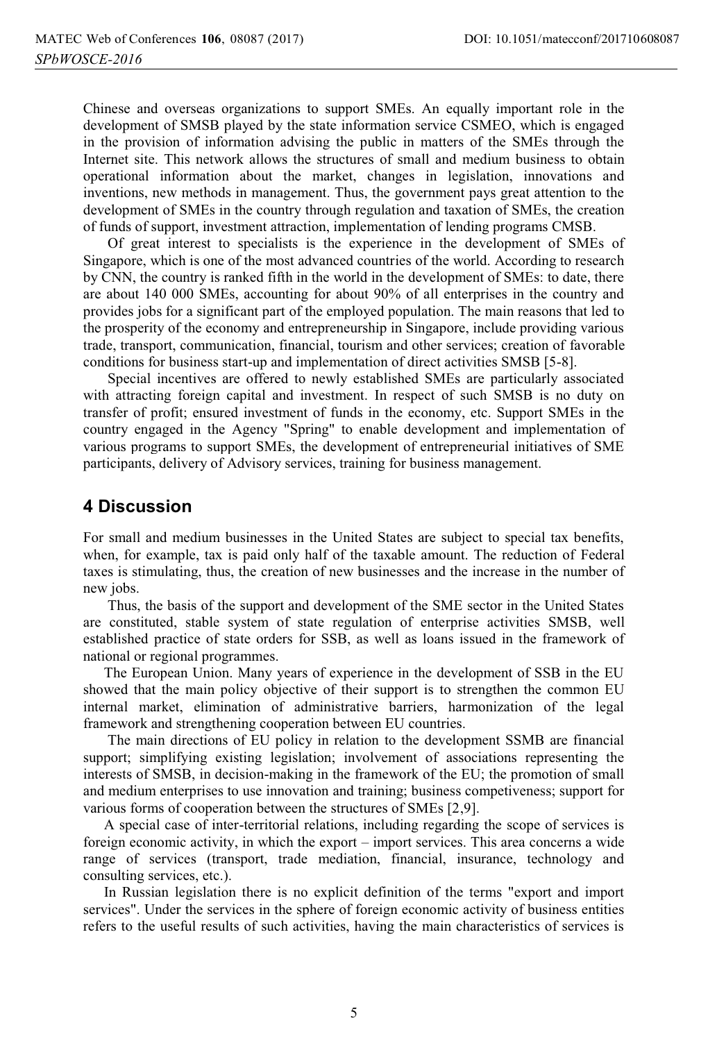Chinese and overseas organizations to support SMEs. An equally important role in the development of SMSB played by the state information service CSMEO, which is engaged in the provision of information advising the public in matters of the SMEs through the Internet site. This network allows the structures of small and medium business to obtain operational information about the market, changes in legislation, innovations and inventions, new methods in management. Thus, the government pays great attention to the development of SMEs in the country through regulation and taxation of SMEs, the creation of funds of support, investment attraction, implementation of lending programs CMSB.

Of great interest to specialists is the experience in the development of SMEs of Singapore, which is one of the most advanced countries of the world. According to research by CNN, the country is ranked fifth in the world in the development of SMEs: to date, there are about 140 000 SMEs, accounting for about 90% of all enterprises in the country and provides jobs for a significant part of the employed population. The main reasons that led to the prosperity of the economy and entrepreneurship in Singapore, include providing various trade, transport, communication, financial, tourism and other services; creation of favorable conditions for business start-up and implementation of direct activities SMSB [5-8].

Special incentives are offered to newly established SMEs are particularly associated with attracting foreign capital and investment. In respect of such SMSB is no duty on transfer of profit; ensured investment of funds in the economy, etc. Support SMEs in the country engaged in the Agency "Spring" to enable development and implementation of various programs to support SMEs, the development of entrepreneurial initiatives of SME participants, delivery of Advisory services, training for business management.

## 4 Discussion

For small and medium businesses in the United States are subject to special tax benefits, when, for example, tax is paid only half of the taxable amount. The reduction of Federal taxes is stimulating, thus, the creation of new businesses and the increase in the number of new jobs.

Thus, the basis of the support and development of the SME sector in the United States are constituted, stable system of state regulation of enterprise activities SMSB, well established practice of state orders for SSB, as well as loans issued in the framework of national or regional programmes.

The European Union. Many years of experience in the development of SSB in the EU showed that the main policy objective of their support is to strengthen the common EU internal market, elimination of administrative barriers, harmonization of the legal framework and strengthening cooperation between EU countries.

The main directions of EU policy in relation to the development SSMB are financial support; simplifying existing legislation; involvement of associations representing the interests of SMSB, in decision-making in the framework of the EU; the promotion of small and medium enterprises to use innovation and training; business competiveness; support for various forms of cooperation between the structures of SMEs [2,9].

A special case of inter-territorial relations, including regarding the scope of services is foreign economic activity, in which the export – import services. This area concerns a wide range of services (transport, trade mediation, financial, insurance, technology and consulting services, etc.).

In Russian legislation there is no explicit definition of the terms "export and import services". Under the services in the sphere of foreign economic activity of business entities refers to the useful results of such activities, having the main characteristics of services is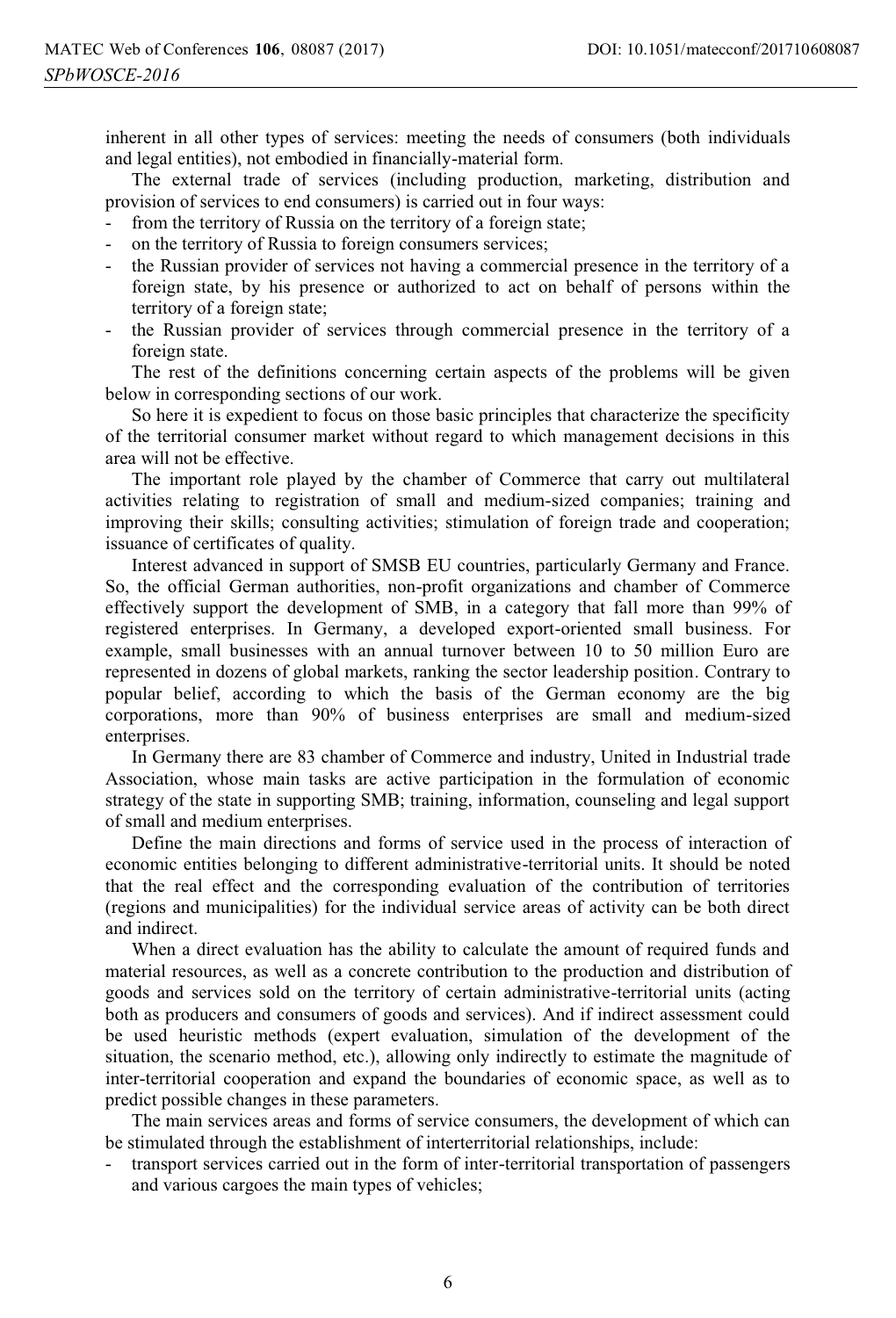inherent in all other types of services: meeting the needs of consumers (both individuals and legal entities), not embodied in financially-material form.

The external trade of services (including production, marketing, distribution and provision of services to end consumers) is carried out in four ways:

- from the territory of Russia on the territory of a foreign state;
- on the territory of Russia to foreign consumers services;
- the Russian provider of services not having a commercial presence in the territory of a foreign state, by his presence or authorized to act on behalf of persons within the territory of a foreign state;
- the Russian provider of services through commercial presence in the territory of a foreign state.

The rest of the definitions concerning certain aspects of the problems will be given below in corresponding sections of our work.

So here it is expedient to focus on those basic principles that characterize the specificity of the territorial consumer market without regard to which management decisions in this area will not be effective.

The important role played by the chamber of Commerce that carry out multilateral activities relating to registration of small and medium-sized companies; training and improving their skills; consulting activities; stimulation of foreign trade and cooperation; issuance of certificates of quality.

Interest advanced in support of SMSB EU countries, particularly Germany and France. So, the official German authorities, non-profit organizations and chamber of Commerce effectively support the development of SMB, in a category that fall more than 99% of registered enterprises. In Germany, a developed export-oriented small business. For example, small businesses with an annual turnover between 10 to 50 million Euro are represented in dozens of global markets, ranking the sector leadership position. Contrary to popular belief, according to which the basis of the German economy are the big corporations, more than 90% of business enterprises are small and medium-sized enterprises.

In Germany there are 83 chamber of Commerce and industry, United in Industrial trade Association, whose main tasks are active participation in the formulation of economic strategy of the state in supporting SMB; training, information, counseling and legal support of small and medium enterprises.

Define the main directions and forms of service used in the process of interaction of economic entities belonging to different administrative-territorial units. It should be noted that the real effect and the corresponding evaluation of the contribution of territories (regions and municipalities) for the individual service areas of activity can be both direct and indirect.

When a direct evaluation has the ability to calculate the amount of required funds and material resources, as well as a concrete contribution to the production and distribution of goods and services sold on the territory of certain administrative-territorial units (acting both as producers and consumers of goods and services). And if indirect assessment could be used heuristic methods (expert evaluation, simulation of the development of the situation, the scenario method, etc.), allowing only indirectly to estimate the magnitude of inter-territorial cooperation and expand the boundaries of economic space, as well as to predict possible changes in these parameters.

The main services areas and forms of service consumers, the development of which can be stimulated through the establishment of interterritorial relationships, include:

- transport services carried out in the form of inter-territorial transportation of passengers and various cargoes the main types of vehicles;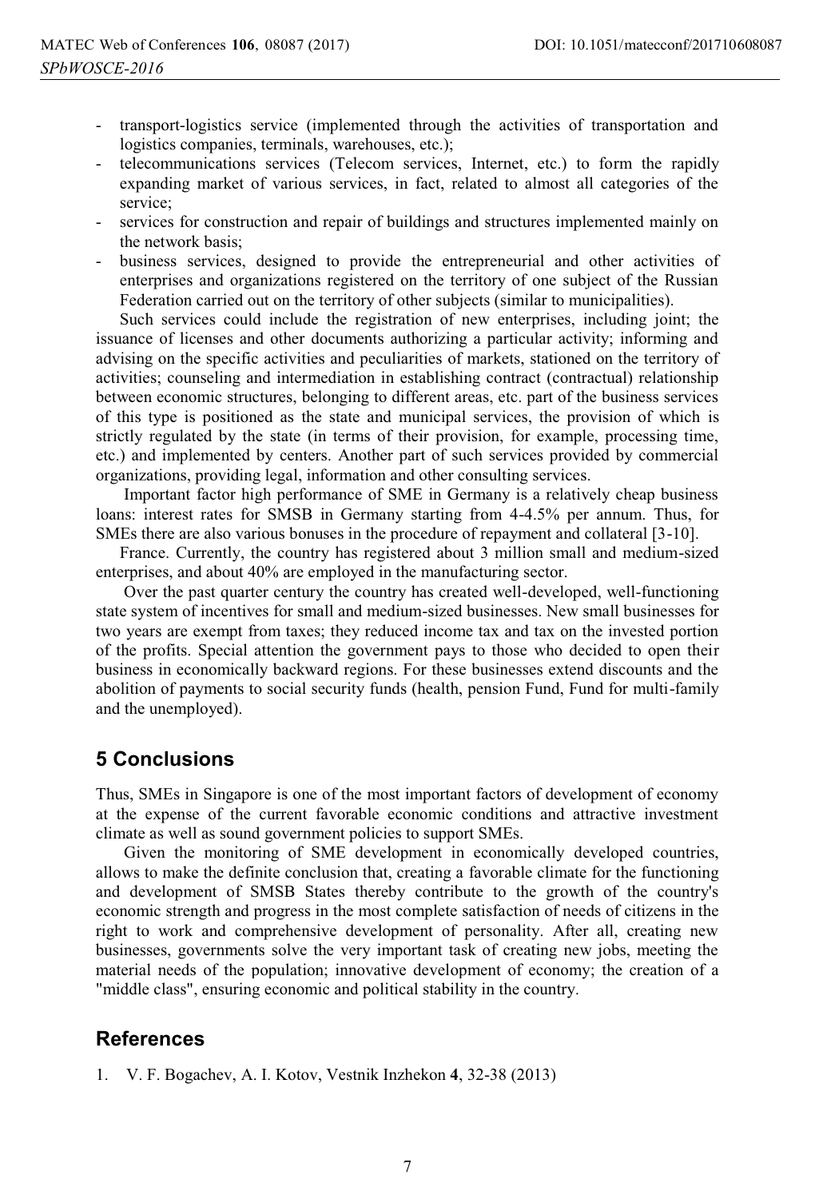- transport-logistics service (implemented through the activities of transportation and logistics companies, terminals, warehouses, etc.);
- telecommunications services (Telecom services, Internet, etc.) to form the rapidly expanding market of various services, in fact, related to almost all categories of the service;
- services for construction and repair of buildings and structures implemented mainly on the network basis;
- business services, designed to provide the entrepreneurial and other activities of enterprises and organizations registered on the territory of one subject of the Russian Federation carried out on the territory of other subjects (similar to municipalities).

Such services could include the registration of new enterprises, including joint; the issuance of licenses and other documents authorizing a particular activity; informing and advising on the specific activities and peculiarities of markets, stationed on the territory of activities; counseling and intermediation in establishing contract (contractual) relationship between economic structures, belonging to different areas, etc. part of the business services of this type is positioned as the state and municipal services, the provision of which is strictly regulated by the state (in terms of their provision, for example, processing time, etc.) and implemented by centers. Another part of such services provided by commercial organizations, providing legal, information and other consulting services.

Important factor high performance of SME in Germany is a relatively cheap business loans: interest rates for SMSB in Germany starting from 4-4.5% per annum. Thus, for SMEs there are also various bonuses in the procedure of repayment and collateral [3-10].

France. Currently, the country has registered about 3 million small and medium-sized enterprises, and about 40% are employed in the manufacturing sector.

Over the past quarter century the country has created well-developed, well-functioning state system of incentives for small and medium-sized businesses. New small businesses for two years are exempt from taxes; they reduced income tax and tax on the invested portion of the profits. Special attention the government pays to those who decided to open their business in economically backward regions. For these businesses extend discounts and the abolition of payments to social security funds (health, pension Fund, Fund for multi-family and the unemployed).

## 5 Conclusions

Thus, SMEs in Singapore is one of the most important factors of development of economy at the expense of the current favorable economic conditions and attractive investment climate as well as sound government policies to support SMEs.

Given the monitoring of SME development in economically developed countries, allows to make the definite conclusion that, creating a favorable climate for the functioning and development of SMSB States thereby contribute to the growth of the country's economic strength and progress in the most complete satisfaction of needs of citizens in the right to work and comprehensive development of personality. After all, creating new businesses, governments solve the very important task of creating new jobs, meeting the material needs of the population; innovative development of economy; the creation of a "middle class", ensuring economic and political stability in the country.

## References

1. V. F. Bogachev, A. I. Kotov, Vestnik Inzhekon **4**, 32-38 (2013)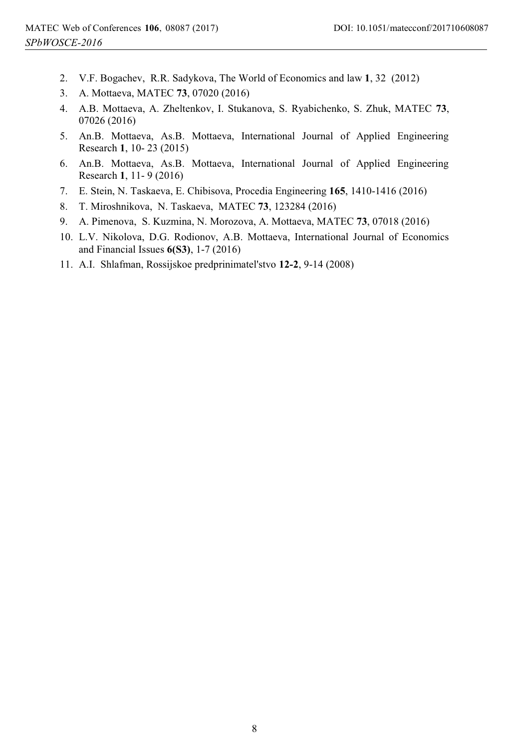2. V.F. Bogachev, R.R. Sadykova, The World of Economics and law **1**, 32 (2012)
3. A. Mottaeva, MATEC **73**, 07020 (2016)
4. A.B. Mottaeva, A. Zheltenkov, I. Stukanova, S. Ryabichenko, S. Zhuk, MATEC **73**, 07026 (2016)
5. An.B. Mottaeva, As.B. Mottaeva, International Journal of Applied Engineering Research **1**, 10- 23 (2015)
6. An.B. Mottaeva, As.B. Mottaeva, International Journal of Applied Engineering Research **1**, 11- 9 (2016)
7. E. Stein, N. Taskaeva, E. Chibisova, Procedia Engineering **165**, 1410-1416 (2016)
8. T. Miroshnikova, N. Taskaeva, MATEC **73**, 123284 (2016)
9. A. Pimenova, S. Kuzmina, N. Morozova, A. Mottaeva, MATEC **73**, 07018 (2016)
10. L.V. Nikolova, D.G. Rodionov, A.B. Mottaeva, International Journal of Economics and Financial Issues **6(S3)**, 1-7 (2016)
11. A.I. Shlafman, Rossijskoe predprinimatel'stvo **12-2**, 9-14 (2008)